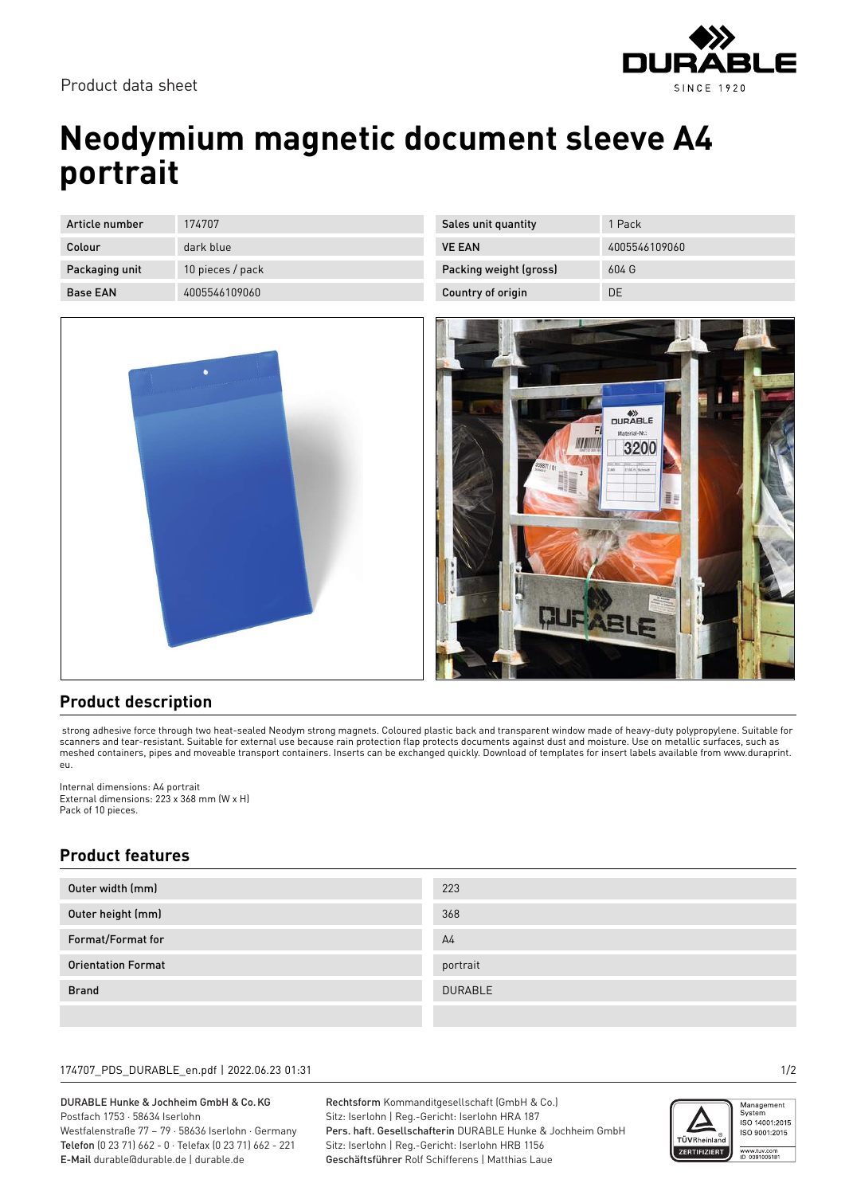Product data sheet

# Neodymium magnetic document sleeve A4 portrait

| Article number | 174707 | Sales unit quantity | 1 Pack |
|---|---|---|---|
| Colour | dark blue | VE EAN | 4005546109060 |
| Packaging unit | 10 pieces / pack | Packing weight (gross) | 604 G |
| Base EAN | 4005546109060 | Country of origin | DE |

## Product description

strong adhesive force through two heat-sealed Neodym strong magnets. Coloured plastic back and transparent window made of heavy-duty polypropylene. Suitable for scanners and tear-resistant. Suitable for external use because rain protection flap protects documents against dust and moisture. Use on metallic surfaces, such as meshed containers, pipes and moveable transport containers. Inserts can be exchanged quickly. Download of templates for insert labels available from www.duraprint.eu.

Internal dimensions: A4 portrait
External dimensions: 223 x 368 mm (W x H)
Pack of 10 pieces.

## Product features

| Outer width (mm) | 223 |
|---|---|
| Outer height (mm) | 368 |
| Format/Format for | A4 |
| Orientation Format | portrait |
| Brand | DURABLE |
| | |

174707_PDS_DURABLE_en.pdf | 2022.06.23 01:31

DURABLE Hunke & Jochheim GmbH & Co. KG
Postfach 1753 · 58634 Iserlohn
Westfalenstraße 77 – 79 · 58636 Iserlohn · Germany
**Telefon** (0 23 71) 662 - 0 · Telefax (0 23 71) 662 - 221
**E-Mail** durable@durable.de | durable.de

**Rechtsform** Kommanditgesellschaft (GmbH & Co.)
Sitz: Iserlohn | Reg.-Gericht: Iserlohn HRA 187
**Pers. haft. Gesellschafterin** DURABLE Hunke & Jochheim GmbH
Sitz: Iserlohn | Reg.-Gericht: Iserlohn HRB 1156
**Geschäftsführer** Rolf Schifferens | Matthias Laue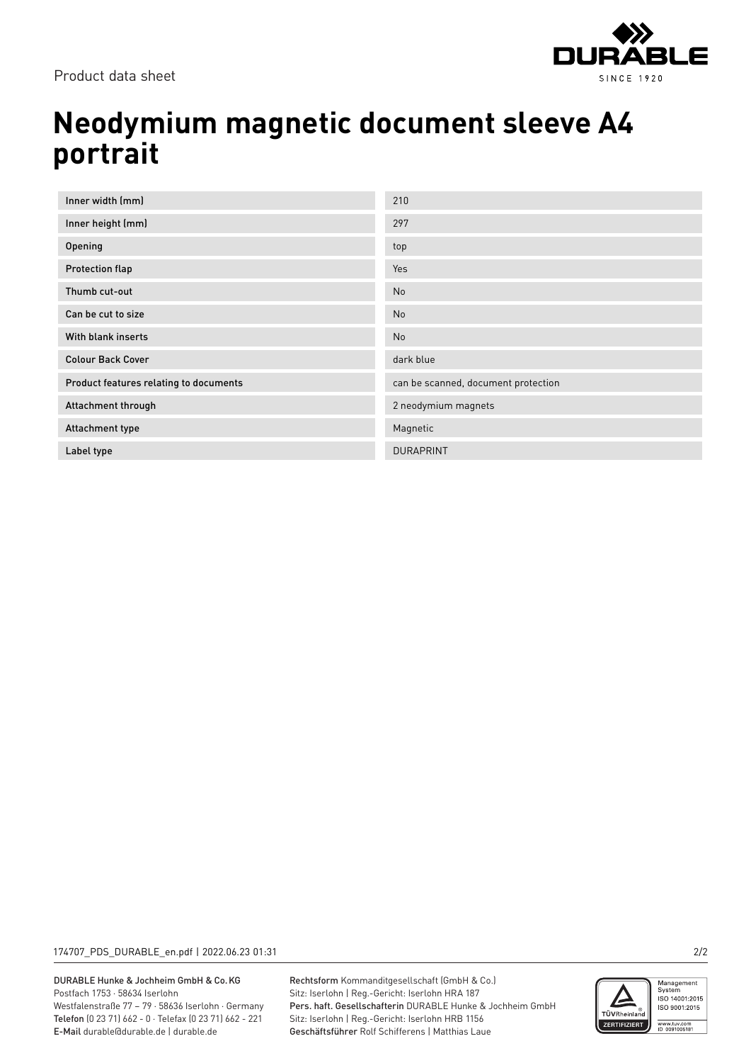Product data sheet

# Neodymium magnetic document sleeve A4 portrait

| | |
|---|---|
| Inner width (mm) | 210 |
| Inner height (mm) | 297 |
| Opening | top |
| Protection flap | Yes |
| Thumb cut-out | No |
| Can be cut to size | No |
| With blank inserts | No |
| Colour Back Cover | dark blue |
| Product features relating to documents | can be scanned, document protection |
| Attachment through | 2 neodymium magnets |
| Attachment type | Magnetic |
| Label type | DURAPRINT |

174707_PDS_DURABLE_en.pdf | 2022.06.23 01:31

**DURABLE Hunke & Jochheim GmbH & Co. KG**
Postfach 1753 · 58634 Iserlohn
Westfalenstraße 77 – 79 · 58636 Iserlohn · Germany
**Telefon** (0 23 71) 662 - 0 · Telefax (0 23 71) 662 - 221
**E-Mail** durable@durable.de | durable.de

**Rechtsform** Kommanditgesellschaft (GmbH & Co.)
Sitz: Iserlohn | Reg.-Gericht: Iserlohn HRA 187
**Pers. haft. Gesellschafterin** DURABLE Hunke & Jochheim GmbH
Sitz: Iserlohn | Reg.-Gericht: Iserlohn HRB 1156
**Geschäftsführer** Rolf Schifferens | Matthias Laue

Management System ISO 14001:2015 ISO 9001:2015
www.tuv.com ID 0091006181